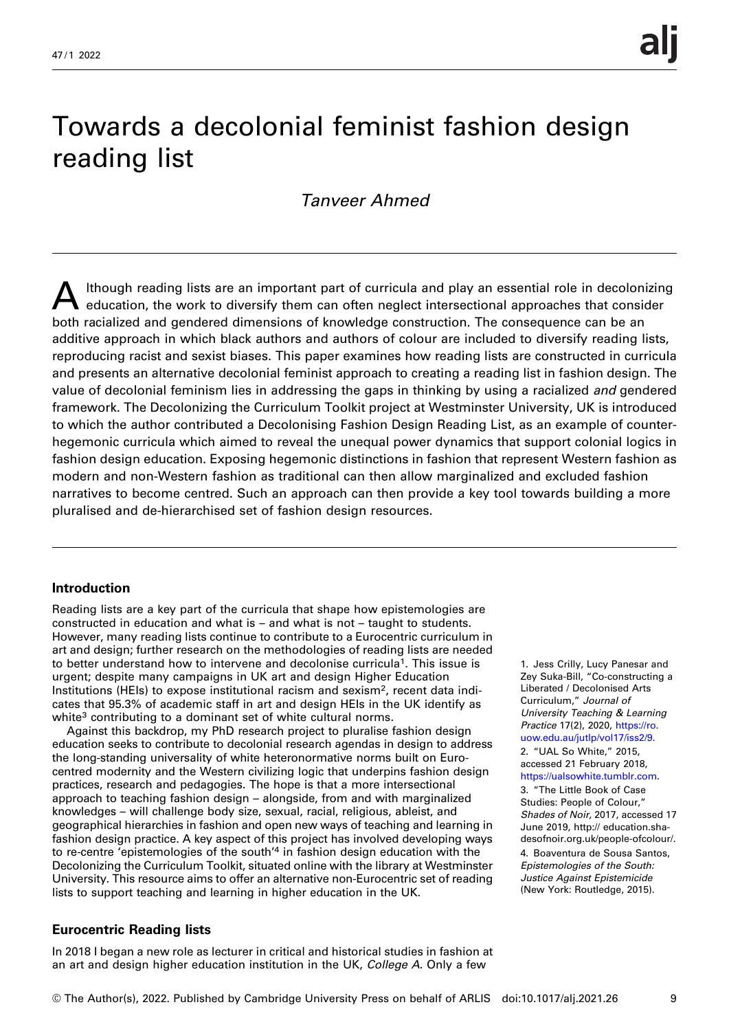# Towards a decolonial feminist fashion design reading list

*Tanveer Ahmed*

Although reading lists are an important part of curricula and play an essential role in decolonizing education, the work to diversify them can often neglect intersectional approaches that consider both racialized and gendered dimensions of knowledge construction. The consequence can be an additive approach in which black authors and authors of colour are included to diversify reading lists, reproducing racist and sexist biases. This paper examines how reading lists are constructed in curricula and presents an alternative decolonial feminist approach to creating a reading list in fashion design. The value of decolonial feminism lies in addressing the gaps in thinking by using a racialized *and* gendered framework. The Decolonizing the Curriculum Toolkit project at Westminster University, UK is introduced to which the author contributed a Decolonising Fashion Design Reading List, as an example of counter-hegemonic curricula which aimed to reveal the unequal power dynamics that support colonial logics in fashion design education. Exposing hegemonic distinctions in fashion that represent Western fashion as modern and non-Western fashion as traditional can then allow marginalized and excluded fashion narratives to become centred. Such an approach can then provide a key tool towards building a more pluralised and de-hierarchised set of fashion design resources.

## Introduction

Reading lists are a key part of the curricula that shape how epistemologies are constructed in education and what is – and what is not – taught to students. However, many reading lists continue to contribute to a Eurocentric curriculum in art and design; further research on the methodologies of reading lists are needed to better understand how to intervene and decolonise curricula[1]. This issue is urgent; despite many campaigns in UK art and design Higher Education Institutions (HEIs) to expose institutional racism and sexism[2], recent data indicates that 95.3% of academic staff in art and design HEIs in the UK identify as white[3] contributing to a dominant set of white cultural norms.

Against this backdrop, my PhD research project to pluralise fashion design education seeks to contribute to decolonial research agendas in design to address the long-standing universality of white heteronormative norms built on Euro-centred modernity and the Western civilizing logic that underpins fashion design practices, research and pedagogies. The hope is that a more intersectional approach to teaching fashion design – alongside, from and with marginalized knowledges – will challenge body size, sexual, racial, religious, ableist, and geographical hierarchies in fashion and open new ways of teaching and learning in fashion design practice. A key aspect of this project has involved developing ways to re-centre 'epistemologies of the south'[4] in fashion design education with the Decolonizing the Curriculum Toolkit, situated online with the library at Westminster University. This resource aims to offer an alternative non-Eurocentric set of reading lists to support teaching and learning in higher education in the UK.

## Eurocentric Reading lists

In 2018 I began a new role as lecturer in critical and historical studies in fashion at an art and design higher education institution in the UK, *College A*. Only a few

1. Jess Crilly, Lucy Panesar and Zey Suka-Bill, "Co-constructing a Liberated / Decolonised Arts Curriculum," *Journal of University Teaching & Learning Practice* 17(2), 2020, https://ro.uow.edu.au/jutlp/vol17/iss2/9.

2. "UAL So White," 2015, accessed 21 February 2018, https://ualsowhite.tumblr.com.

3. "The Little Book of Case Studies: People of Colour," *Shades of Noir*, 2017, accessed 17 June 2019, http:// education.shadesofnoir.org.uk/people-ofcolour/.

4. Boaventura de Sousa Santos, *Epistemologies of the South: Justice Against Epistemicide* (New York: Routledge, 2015).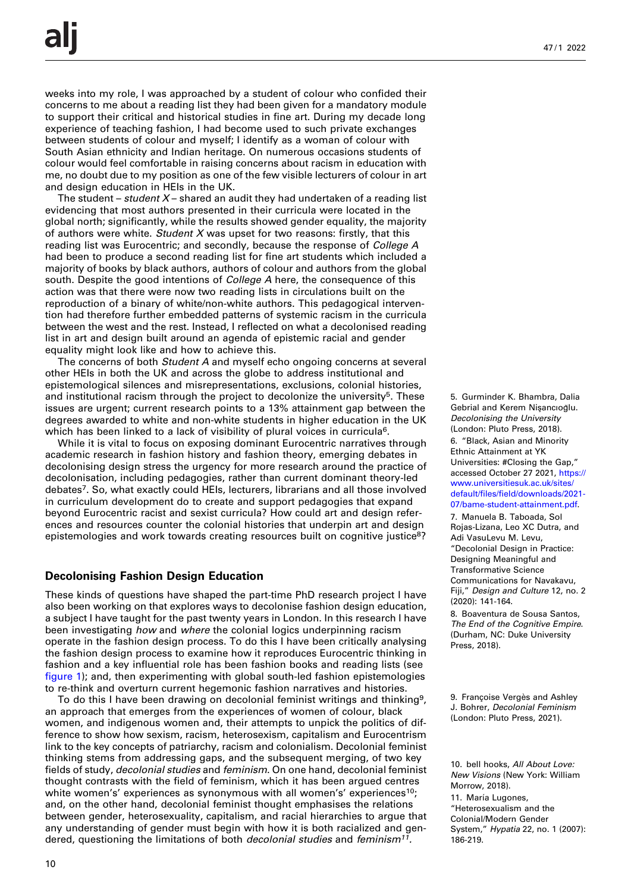weeks into my role, I was approached by a student of colour who confided their concerns to me about a reading list they had been given for a mandatory module to support their critical and historical studies in fine art. During my decade long experience of teaching fashion, I had become used to such private exchanges between students of colour and myself; I identify as a woman of colour with South Asian ethnicity and Indian heritage. On numerous occasions students of colour would feel comfortable in raising concerns about racism in education with me, no doubt due to my position as one of the few visible lecturers of colour in art and design education in HEIs in the UK.

The student – *student X* – shared an audit they had undertaken of a reading list evidencing that most authors presented in their curricula were located in the global north; significantly, while the results showed gender equality, the majority of authors were white. *Student X* was upset for two reasons: firstly, that this reading list was Eurocentric; and secondly, because the response of *College A* had been to produce a second reading list for fine art students which included a majority of books by black authors, authors of colour and authors from the global south. Despite the good intentions of *College A* here, the consequence of this action was that there were now two reading lists in circulations built on the reproduction of a binary of white/non-white authors. This pedagogical intervention had therefore further embedded patterns of systemic racism in the curricula between the west and the rest. Instead, I reflected on what a decolonised reading list in art and design built around an agenda of epistemic racial and gender equality might look like and how to achieve this.

The concerns of both *Student A* and myself echo ongoing concerns at several other HEIs in both the UK and across the globe to address institutional and epistemological silences and misrepresentations, exclusions, colonial histories, and institutional racism through the project to decolonize the university[5]. These issues are urgent; current research points to a 13% attainment gap between the degrees awarded to white and non-white students in higher education in the UK which has been linked to a lack of visibility of plural voices in curricula[6].

While it is vital to focus on exposing dominant Eurocentric narratives through academic research in fashion history and fashion theory, emerging debates in decolonising design stress the urgency for more research around the practice of decolonisation, including pedagogies, rather than current dominant theory-led debates[7]. So, what exactly could HEIs, lecturers, librarians and all those involved in curriculum development do to create and support pedagogies that expand beyond Eurocentric racist and sexist curricula? How could art and design references and resources counter the colonial histories that underpin art and design epistemologies and work towards creating resources built on cognitive justice[8]?

## Decolonising Fashion Design Education

These kinds of questions have shaped the part-time PhD research project I have also been working on that explores ways to decolonise fashion design education, a subject I have taught for the past twenty years in London. In this research I have been investigating *how* and *where* the colonial logics underpinning racism operate in the fashion design process. To do this I have been critically analysing the fashion design process to examine how it reproduces Eurocentric thinking in fashion and a key influential role has been fashion books and reading lists (see figure 1); and, then experimenting with global south-led fashion epistemologies to re-think and overturn current hegemonic fashion narratives and histories.

To do this I have been drawing on decolonial feminist writings and thinking[9], an approach that emerges from the experiences of women of colour, black women, and indigenous women and, their attempts to unpick the politics of difference to show how sexism, racism, heterosexism, capitalism and Eurocentrism link to the key concepts of patriarchy, racism and colonialism. Decolonial feminist thinking stems from addressing gaps, and the subsequent merging, of two key fields of study, *decolonial studies* and *feminism*. On one hand, decolonial feminist thought contrasts with the field of feminism, which it has been argued centres white women's' experiences as synonymous with all women's' experiences[10]; and, on the other hand, decolonial feminist thought emphasises the relations between gender, heterosexuality, capitalism, and racial hierarchies to argue that any understanding of gender must begin with how it is both racialized and gendered, questioning the limitations of both *decolonial studies* and *feminism*[11].

5. Gurminder K. Bhambra, Dalia Gebrial and Kerem Nişancıoğlu. *Decolonising the University* (London: Pluto Press, 2018).

6. "Black, Asian and Minority Ethnic Attainment at YK Universities: #Closing the Gap," accessed October 27 2021, https://www.universitiesuk.ac.uk/sites/default/files/field/downloads/2021-07/bame-student-attainment.pdf.

7. Manuela B. Taboada, Sol Rojas-Lizana, Leo XC Dutra, and Adi VasuLevu M. Levu, "Decolonial Design in Practice: Designing Meaningful and Transformative Science Communications for Navakavu, Fiji," *Design and Culture* 12, no. 2 (2020): 141-164.

8. Boaventura de Sousa Santos, *The End of the Cognitive Empire*. (Durham, NC: Duke University Press, 2018).

9. Françoise Vergès and Ashley J. Bohrer, *Decolonial Feminism* (London: Pluto Press, 2021).

10. bell hooks, *All About Love: New Visions* (New York: William Morrow, 2018).

11. María Lugones, "Heterosexualism and the Colonial/Modern Gender System," *Hypatia* 22, no. 1 (2007): 186-219.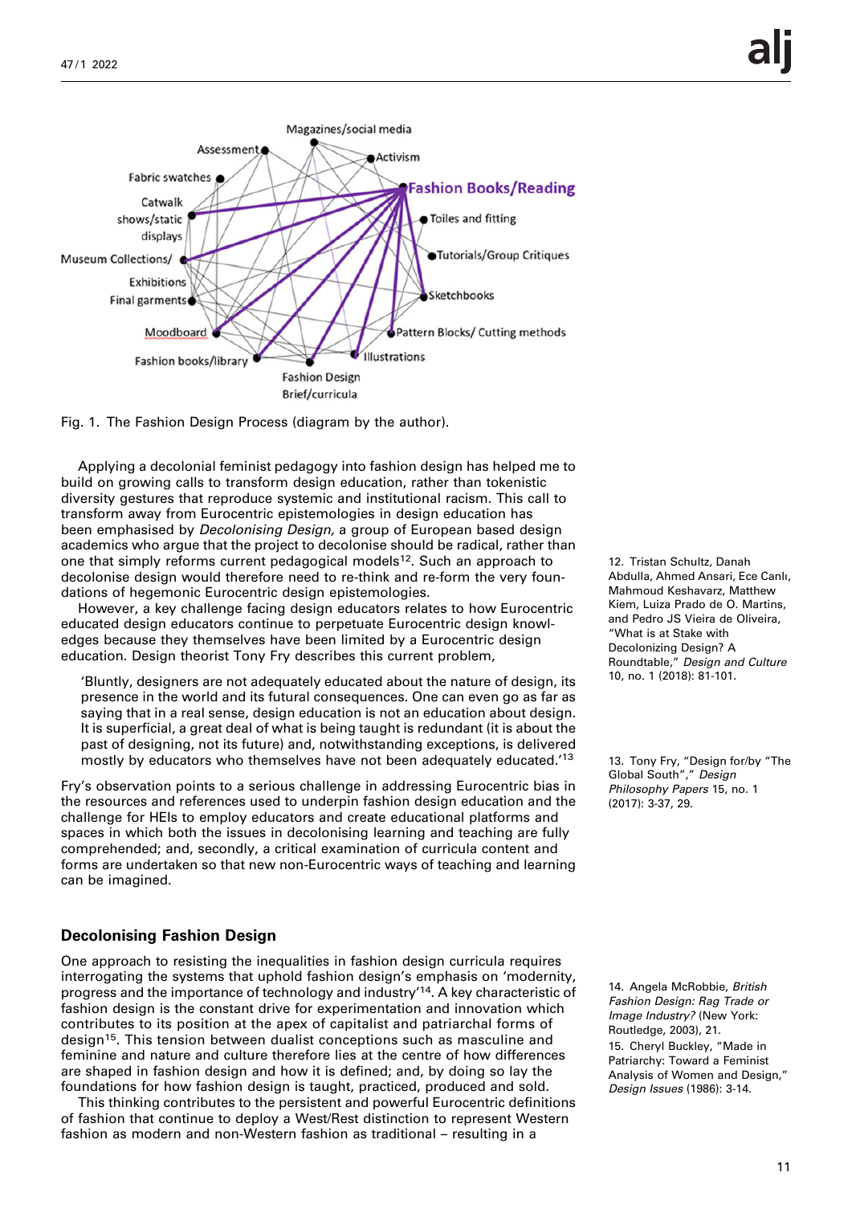Fig. 1. The Fashion Design Process (diagram by the author).

Applying a decolonial feminist pedagogy into fashion design has helped me to build on growing calls to transform design education, rather than tokenistic diversity gestures that reproduce systemic and institutional racism. This call to transform away from Eurocentric epistemologies in design education has been emphasised by *Decolonising Design,* a group of European based design academics who argue that the project to decolonise should be radical, rather than one that simply reforms current pedagogical models[12]. Such an approach to decolonise design would therefore need to re-think and re-form the very foundations of hegemonic Eurocentric design epistemologies.

However, a key challenge facing design educators relates to how Eurocentric educated design educators continue to perpetuate Eurocentric design knowledges because they themselves have been limited by a Eurocentric design education. Design theorist Tony Fry describes this current problem,

> 'Bluntly, designers are not adequately educated about the nature of design, its presence in the world and its futural consequences. One can even go as far as saying that in a real sense, design education is not an education about design. It is superficial, a great deal of what is being taught is redundant (it is about the past of designing, not its future) and, notwithstanding exceptions, is delivered mostly by educators who themselves have not been adequately educated.'[13]

Fry's observation points to a serious challenge in addressing Eurocentric bias in the resources and references used to underpin fashion design education and the challenge for HEIs to employ educators and create educational platforms and spaces in which both the issues in decolonising learning and teaching are fully comprehended; and, secondly, a critical examination of curricula content and forms are undertaken so that new non-Eurocentric ways of teaching and learning can be imagined.

## Decolonising Fashion Design

One approach to resisting the inequalities in fashion design curricula requires interrogating the systems that uphold fashion design's emphasis on 'modernity, progress and the importance of technology and industry'[14]. A key characteristic of fashion design is the constant drive for experimentation and innovation which contributes to its position at the apex of capitalist and patriarchal forms of design[15]. This tension between dualist conceptions such as masculine and feminine and nature and culture therefore lies at the centre of how differences are shaped in fashion design and how it is defined; and, by doing so lay the foundations for how fashion design is taught, practiced, produced and sold.

This thinking contributes to the persistent and powerful Eurocentric definitions of fashion that continue to deploy a West/Rest distinction to represent Western fashion as modern and non-Western fashion as traditional – resulting in a

12. Tristan Schultz, Danah Abdulla, Ahmed Ansari, Ece Canlı, Mahmoud Keshavarz, Matthew Kiem, Luiza Prado de O. Martins, and Pedro JS Vieira de Oliveira, "What is at Stake with Decolonizing Design? A Roundtable," *Design and Culture* 10, no. 1 (2018): 81-101.

13. Tony Fry, "Design for/by "The Global South"," *Design Philosophy Papers* 15, no. 1 (2017): 3-37, 29.

14. Angela McRobbie, *British Fashion Design: Rag Trade or Image Industry?* (New York: Routledge, 2003), 21.

15. Cheryl Buckley, "Made in Patriarchy: Toward a Feminist Analysis of Women and Design," *Design Issues* (1986): 3-14.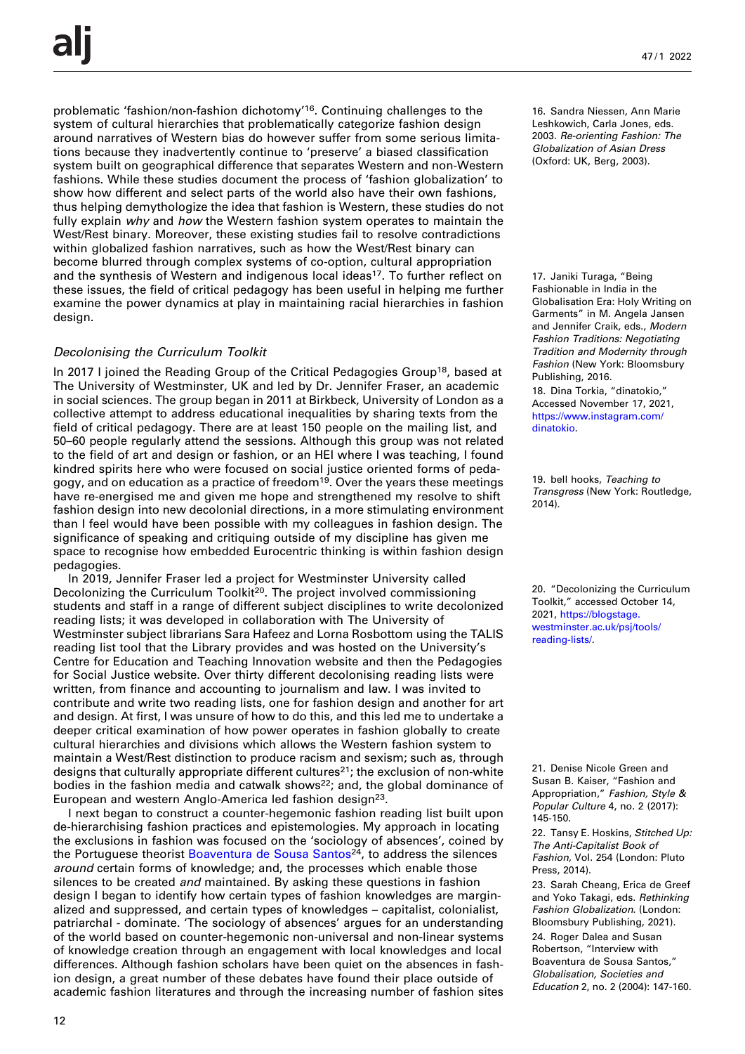problematic 'fashion/non-fashion dichotomy'[16]. Continuing challenges to the system of cultural hierarchies that problematically categorize fashion design around narratives of Western bias do however suffer from some serious limitations because they inadvertently continue to 'preserve' a biased classification system built on geographical difference that separates Western and non-Western fashions. While these studies document the process of 'fashion globalization' to show how different and select parts of the world also have their own fashions, thus helping demythologize the idea that fashion is Western, these studies do not fully explain *why* and *how* the Western fashion system operates to maintain the West/Rest binary. Moreover, these existing studies fail to resolve contradictions within globalized fashion narratives, such as how the West/Rest binary can become blurred through complex systems of co-option, cultural appropriation and the synthesis of Western and indigenous local ideas[17]. To further reflect on these issues, the field of critical pedagogy has been useful in helping me further examine the power dynamics at play in maintaining racial hierarchies in fashion design.

### *Decolonising the Curriculum Toolkit*

In 2017 I joined the Reading Group of the Critical Pedagogies Group[18], based at The University of Westminster, UK and led by Dr. Jennifer Fraser, an academic in social sciences. The group began in 2011 at Birkbeck, University of London as a collective attempt to address educational inequalities by sharing texts from the field of critical pedagogy. There are at least 150 people on the mailing list, and 50–60 people regularly attend the sessions. Although this group was not related to the field of art and design or fashion, or an HEI where I was teaching, I found kindred spirits here who were focused on social justice oriented forms of pedagogy, and on education as a practice of freedom[19]. Over the years these meetings have re-energised me and given me hope and strengthened my resolve to shift fashion design into new decolonial directions, in a more stimulating environment than I feel would have been possible with my colleagues in fashion design. The significance of speaking and critiquing outside of my discipline has given me space to recognise how embedded Eurocentric thinking is within fashion design pedagogies.

In 2019, Jennifer Fraser led a project for Westminster University called Decolonizing the Curriculum Toolkit[20]. The project involved commissioning students and staff in a range of different subject disciplines to write decolonized reading lists; it was developed in collaboration with The University of Westminster subject librarians Sara Hafeez and Lorna Rosbottom using the TALIS reading list tool that the Library provides and was hosted on the University's Centre for Education and Teaching Innovation website and then the Pedagogies for Social Justice website. Over thirty different decolonising reading lists were written, from finance and accounting to journalism and law. I was invited to contribute and write two reading lists, one for fashion design and another for art and design. At first, I was unsure of how to do this, and this led me to undertake a deeper critical examination of how power operates in fashion globally to create cultural hierarchies and divisions which allows the Western fashion system to maintain a West/Rest distinction to produce racism and sexism; such as, through designs that culturally appropriate different cultures[21]; the exclusion of non-white bodies in the fashion media and catwalk shows[22]; and, the global dominance of European and western Anglo-America led fashion design[23].

I next began to construct a counter-hegemonic fashion reading list built upon de-hierarchising fashion practices and epistemologies. My approach in locating the exclusions in fashion was focused on the 'sociology of absences', coined by the Portuguese theorist Boaventura de Sousa Santos[24], to address the silences *around* certain forms of knowledge; and, the processes which enable those silences to be created *and* maintained. By asking these questions in fashion design I began to identify how certain types of fashion knowledges are marginalized and suppressed, and certain types of knowledges – capitalist, colonialist, patriarchal - dominate. 'The sociology of absences' argues for an understanding of the world based on counter-hegemonic non-universal and non-linear systems of knowledge creation through an engagement with local knowledges and local differences. Although fashion scholars have been quiet on the absences in fashion design, a great number of these debates have found their place outside of academic fashion literatures and through the increasing number of fashion sites

16. Sandra Niessen, Ann Marie Leshkowich, Carla Jones, eds. 2003. *Re-orienting Fashion: The Globalization of Asian Dress* (Oxford: UK, Berg, 2003).

17. Janiki Turaga, "Being Fashionable in India in the Globalisation Era: Holy Writing on Garments" in M. Angela Jansen and Jennifer Craik, eds., *Modern Fashion Traditions: Negotiating Tradition and Modernity through Fashion* (New York: Bloomsbury Publishing, 2016.

18. Dina Torkia, "dinatokio," Accessed November 17, 2021, https://www.instagram.com/dinatokio.

19. bell hooks, *Teaching to Transgress* (New York: Routledge, 2014).

20. "Decolonizing the Curriculum Toolkit," accessed October 14, 2021, https://blogstage.westminster.ac.uk/psj/tools/reading-lists/.

21. Denise Nicole Green and Susan B. Kaiser, "Fashion and Appropriation," *Fashion, Style & Popular Culture* 4, no. 2 (2017): 145-150.

22. Tansy E. Hoskins, *Stitched Up: The Anti-Capitalist Book of Fashion,* Vol. 254 (London: Pluto Press, 2014).

23. Sarah Cheang, Erica de Greef and Yoko Takagi, eds. *Rethinking Fashion Globalization*. (London: Bloomsbury Publishing, 2021).

24. Roger Dalea and Susan Robertson, "Interview with Boaventura de Sousa Santos," *Globalisation, Societies and Education* 2, no. 2 (2004): 147-160.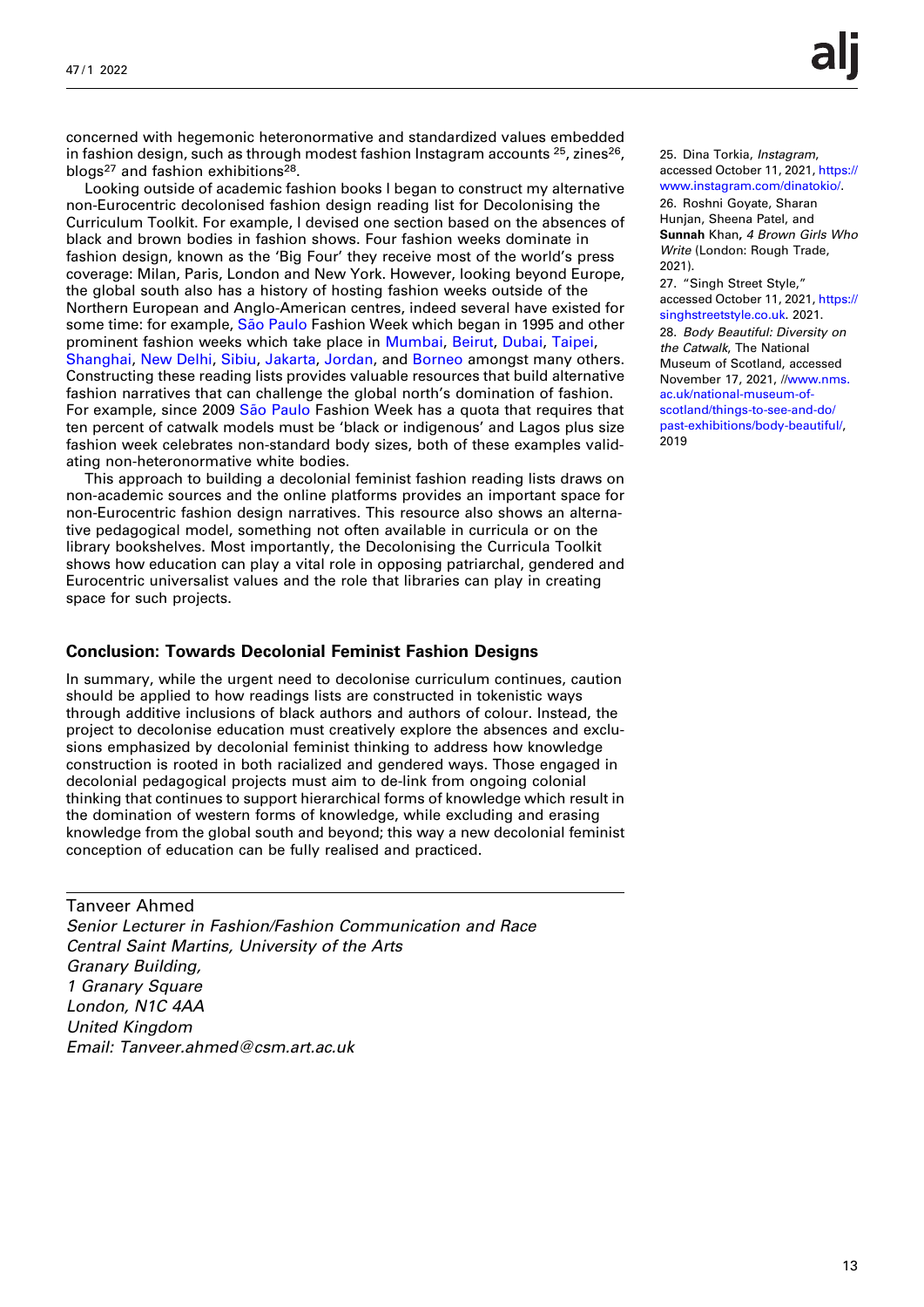concerned with hegemonic heteronormative and standardized values embedded in fashion design, such as through modest fashion Instagram accounts [25], zines[26], blogs[27] and fashion exhibitions[28].

Looking outside of academic fashion books I began to construct my alternative non-Eurocentric decolonised fashion design reading list for Decolonising the Curriculum Toolkit. For example, I devised one section based on the absences of black and brown bodies in fashion shows. Four fashion weeks dominate in fashion design, known as the 'Big Four' they receive most of the world's press coverage: Milan, Paris, London and New York. However, looking beyond Europe, the global south also has a history of hosting fashion weeks outside of the Northern European and Anglo-American centres, indeed several have existed for some time: for example, São Paulo Fashion Week which began in 1995 and other prominent fashion weeks which take place in Mumbai, Beirut, Dubai, Taipei, Shanghai, New Delhi, Sibiu, Jakarta, Jordan, and Borneo amongst many others. Constructing these reading lists provides valuable resources that build alternative fashion narratives that can challenge the global north's domination of fashion. For example, since 2009 São Paulo Fashion Week has a quota that requires that ten percent of catwalk models must be 'black or indigenous' and Lagos plus size fashion week celebrates non-standard body sizes, both of these examples validating non-heteronormative white bodies.

This approach to building a decolonial feminist fashion reading lists draws on non-academic sources and the online platforms provides an important space for non-Eurocentric fashion design narratives. This resource also shows an alternative pedagogical model, something not often available in curricula or on the library bookshelves. Most importantly, the Decolonising the Curricula Toolkit shows how education can play a vital role in opposing patriarchal, gendered and Eurocentric universalist values and the role that libraries can play in creating space for such projects.

## Conclusion: Towards Decolonial Feminist Fashion Designs

In summary, while the urgent need to decolonise curriculum continues, caution should be applied to how readings lists are constructed in tokenistic ways through additive inclusions of black authors and authors of colour. Instead, the project to decolonise education must creatively explore the absences and exclusions emphasized by decolonial feminist thinking to address how knowledge construction is rooted in both racialized and gendered ways. Those engaged in decolonial pedagogical projects must aim to de-link from ongoing colonial thinking that continues to support hierarchical forms of knowledge which result in the domination of western forms of knowledge, while excluding and erasing knowledge from the global south and beyond; this way a new decolonial feminist conception of education can be fully realised and practiced.

---

Tanveer Ahmed
*Senior Lecturer in Fashion/Fashion Communication and Race*
*Central Saint Martins, University of the Arts*
*Granary Building,*
*1 Granary Square*
*London, N1C 4AA*
*United Kingdom*
*Email: Tanveer.ahmed@csm.art.ac.uk*

25. Dina Torkia, *Instagram*, accessed October 11, 2021, https://www.instagram.com/dinatokio/.

26. Roshni Goyate, Sharan Hunjan, Sheena Patel, and **Sunnah** Khan, *4 Brown Girls Who Write* (London: Rough Trade, 2021).

27. "Singh Street Style," accessed October 11, 2021, https://singhstreetstyle.co.uk. 2021.

28. *Body Beautiful: Diversity on the Catwalk*, The National Museum of Scotland, accessed November 17, 2021, //www.nms.ac.uk/national-museum-of-scotland/things-to-see-and-do/past-exhibitions/body-beautiful/, 2019